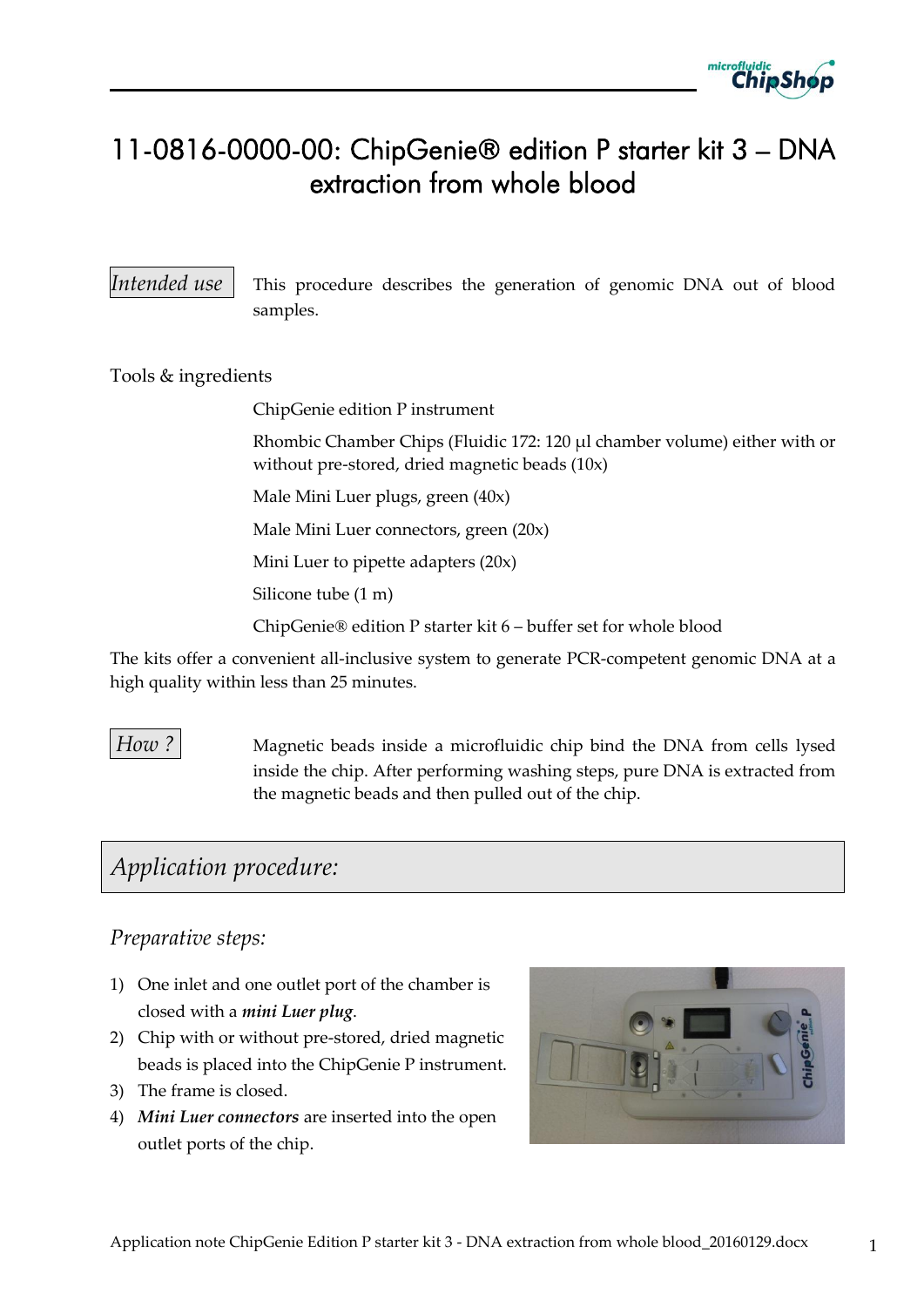# 11-0816-0000-00: ChipGenie® edition P starter kit 3 – DNA extraction from whole blood

*Intended use* This procedure describes the generation of genomic DNA out of blood samples.

Tools & ingredients

ChipGenie edition P instrument

Rhombic Chamber Chips (Fluidic 172: 120 µl chamber volume) either with or without pre-stored, dried magnetic beads (10x)

Male Mini Luer plugs, green (40x)

Male Mini Luer connectors, green (20x)

Mini Luer to pipette adapters (20x)

Silicone tube (1 m)

ChipGenie® edition P starter kit 6 – buffer set for whole blood

The kits offer a convenient all-inclusive system to generate PCR-competent genomic DNA at a high quality within less than 25 minutes.

*How ?* Magnetic beads inside a microfluidic chip bind the DNA from cells lysed inside the chip. After performing washing steps, pure DNA is extracted from the magnetic beads and then pulled out of the chip.

## *Application procedure:*

### *Preparative steps:*

1) One inlet and one outlet port of the chamber is closed with a ***mini Luer plug***.
2) Chip with or without pre-stored, dried magnetic beads is placed into the ChipGenie P instrument.
3) The frame is closed.
4) ***Mini Luer connectors*** are inserted into the open outlet ports of the chip.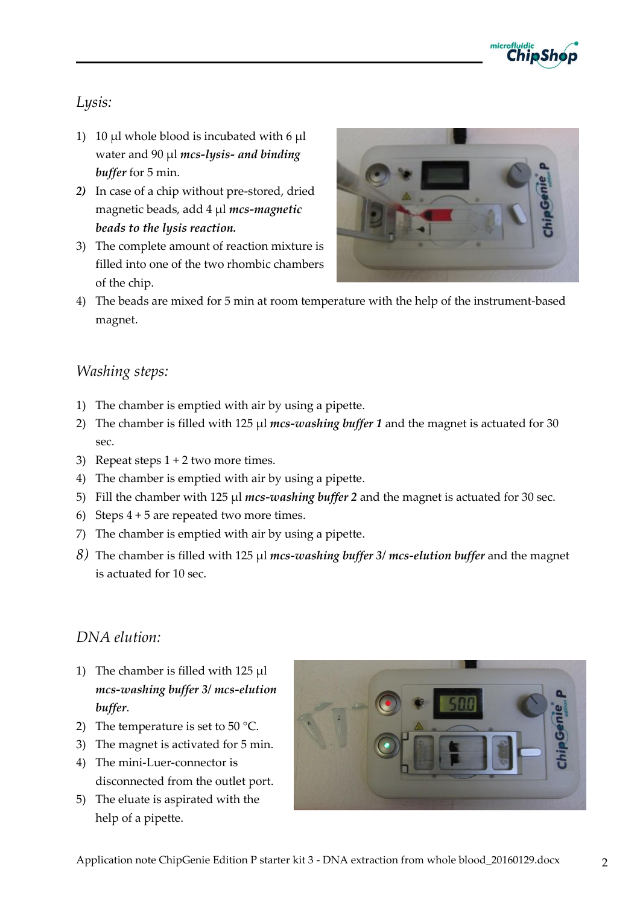*Lysis:*

1) 10 µl whole blood is incubated with 6 µl water and 90 µl ***mcs-lysis- and binding buffer*** for 5 min.
2) In case of a chip without pre-stored, dried magnetic beads, add 4 µl ***mcs-magnetic beads to the lysis reaction.***
3) The complete amount of reaction mixture is filled into one of the two rhombic chambers of the chip.
4) The beads are mixed for 5 min at room temperature with the help of the instrument-based magnet.

*Washing steps:*

1) The chamber is emptied with air by using a pipette.
2) The chamber is filled with 125 µl ***mcs-washing buffer 1*** and the magnet is actuated for 30 sec.
3) Repeat steps 1 + 2 two more times.
4) The chamber is emptied with air by using a pipette.
5) Fill the chamber with 125 µl ***mcs-washing buffer 2*** and the magnet is actuated for 30 sec.
6) Steps 4 + 5 are repeated two more times.
7) The chamber is emptied with air by using a pipette.
8) The chamber is filled with 125 µl ***mcs-washing buffer 3/ mcs-elution buffer*** and the magnet is actuated for 10 sec.

*DNA elution:*

1) The chamber is filled with 125 µl ***mcs-washing buffer 3/ mcs-elution buffer***.
2) The temperature is set to 50 °C.
3) The magnet is activated for 5 min.
4) The mini-Luer-connector is disconnected from the outlet port.
5) The eluate is aspirated with the help of a pipette.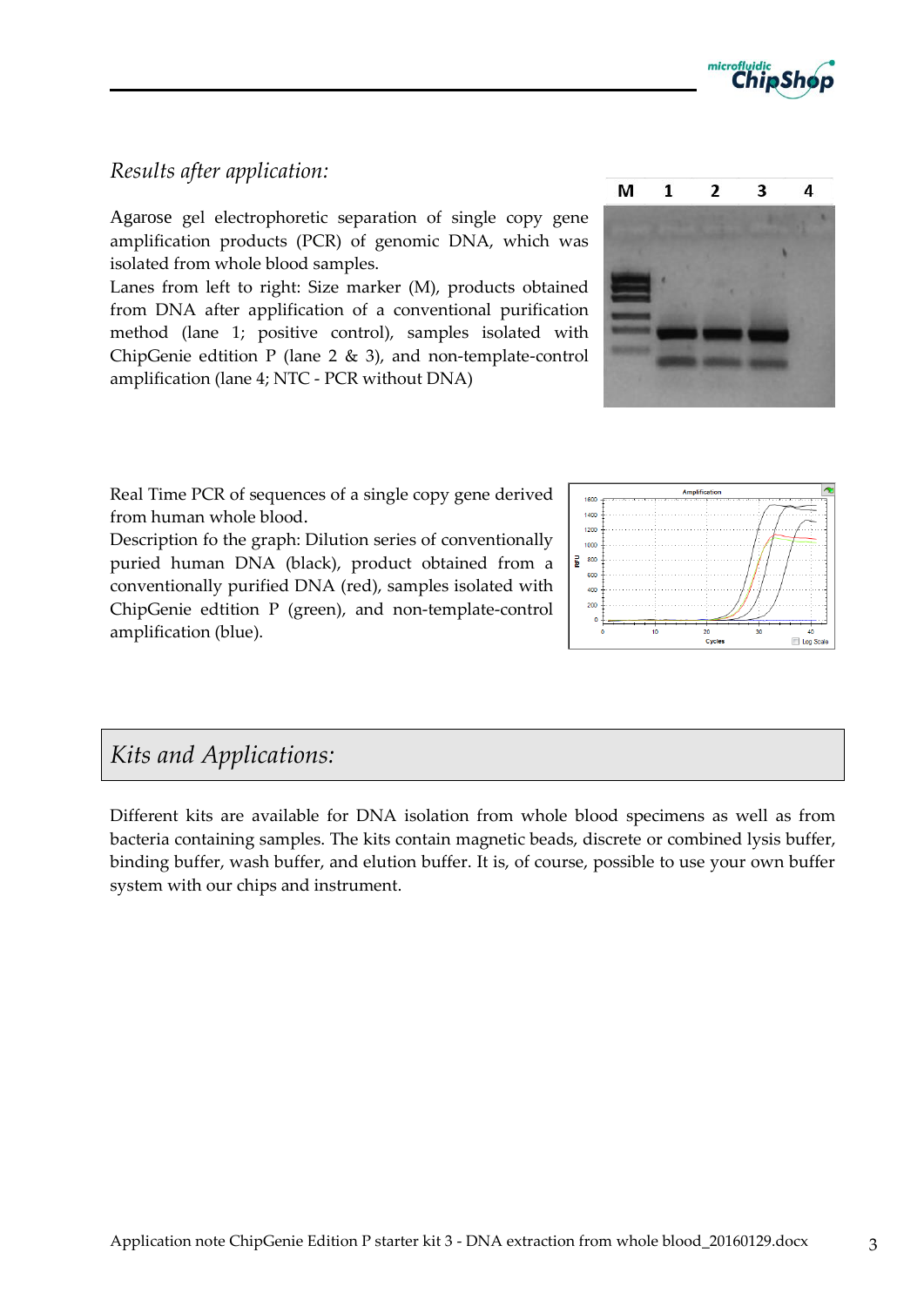*Results after application:*

Agarose gel electrophoretic separation of single copy gene amplification products (PCR) of genomic DNA, which was isolated from whole blood samples.
Lanes from left to right: Size marker (M), products obtained from DNA after application of a conventional purification method (lane 1; positive control), samples isolated with ChipGenie edtition P (lane 2 & 3), and non-template-control amplification (lane 4; NTC - PCR without DNA)

M 1 2 3 4

Real Time PCR of sequences of a single copy gene derived from human whole blood.
Description fo the graph: Dilution series of conventionally puried human DNA (black), product obtained from a conventionally purified DNA (red), samples isolated with ChipGenie edtition P (green), and non-template-control amplification (blue).

Amplification
RFU
1600
1400
1200
1000
800
600
400
200
0
0 10 20 30 40
Cycles
Log Scale

## *Kits and Applications:*

Different kits are available for DNA isolation from whole blood specimens as well as from bacteria containing samples. The kits contain magnetic beads, discrete or combined lysis buffer, binding buffer, wash buffer, and elution buffer. It is, of course, possible to use your own buffer system with our chips and instrument.